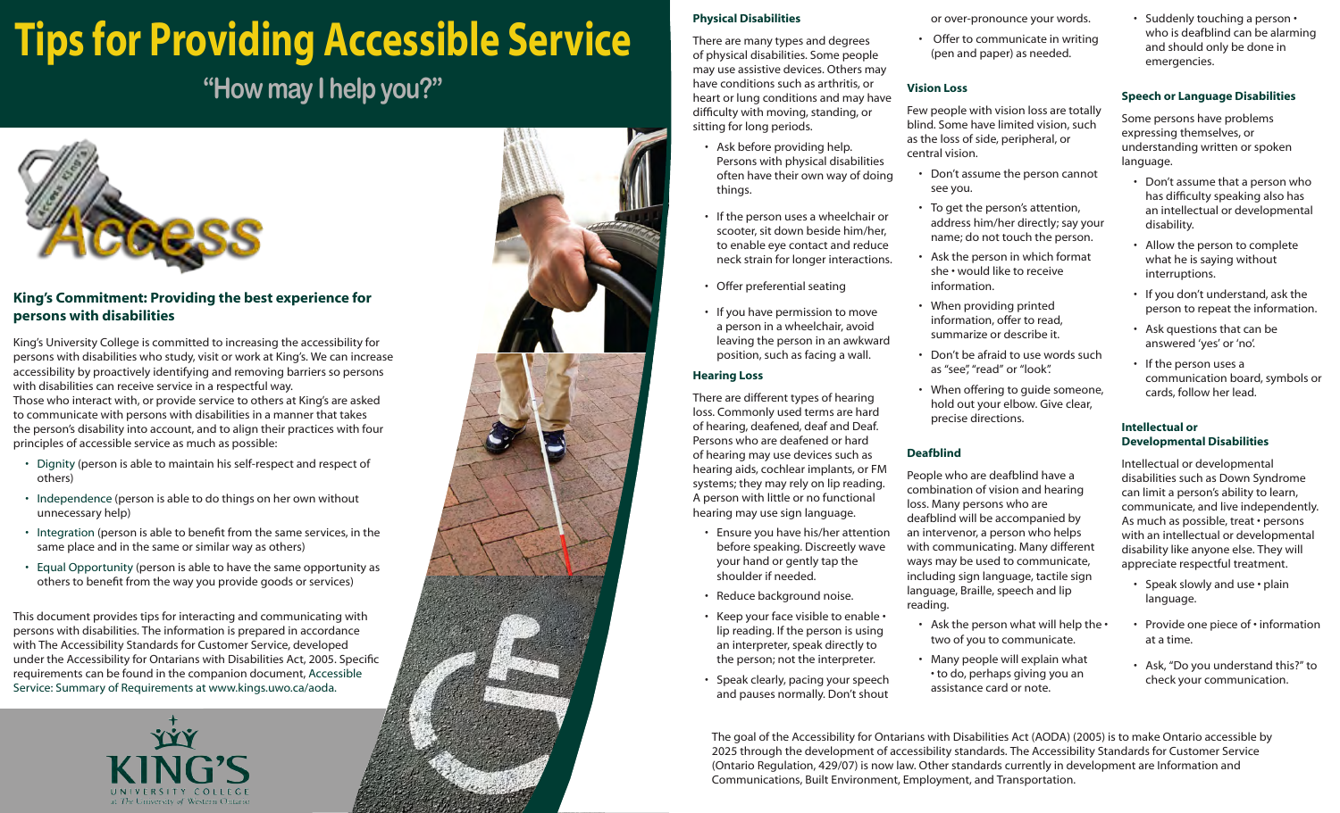# Tips for Providing Accessible Service

## "How may I help you?"

### King's Commitment: Providing the best experience for persons with disabilities

King's University College is committed to increasing the accessibility for persons with disabilities who study, visit or work at King's. We can increase accessibility by proactively identifying and removing barriers so persons with disabilities can receive service in a respectful way.

Those who interact with, or provide service to others at King's are asked to communicate with persons with disabilities in a manner that takes the person's disability into account, and to align their practices with four principles of accessible service as much as possible:

- Dignity (person is able to maintain his self-respect and respect of others)
- Independence (person is able to do things on her own without unnecessary help)
- Integration (person is able to benefit from the same services, in the same place and in the same or similar way as others)
- Equal Opportunity (person is able to have the same opportunity as others to benefit from the way you provide goods or services)

This document provides tips for interacting and communicating with persons with disabilities. The information is prepared in accordance with The Accessibility Standards for Customer Service, developed under the Accessibility for Ontarians with Disabilities Act, 2005. Specific requirements can be found in the companion document, Accessible Service: Summary of Requirements at www.kings.uwo.ca/aoda.

### Physical Disabilities

There are many types and degrees of physical disabilities. Some people may use assistive devices. Others may have conditions such as arthritis, or heart or lung conditions and may have difficulty with moving, standing, or sitting for long periods.

- Ask before providing help. Persons with physical disabilities often have their own way of doing things.
- If the person uses a wheelchair or scooter, sit down beside him/her, to enable eye contact and reduce neck strain for longer interactions.
- Offer preferential seating
- If you have permission to move a person in a wheelchair, avoid leaving the person in an awkward position, such as facing a wall.

### Hearing Loss

There are different types of hearing loss. Commonly used terms are hard of hearing, deafened, deaf and Deaf. Persons who are deafened or hard of hearing may use devices such as hearing aids, cochlear implants, or FM systems; they may rely on lip reading. A person with little or no functional hearing may use sign language.

- Ensure you have his/her attention before speaking. Discreetly wave your hand or gently tap the shoulder if needed.
- Reduce background noise.
- Keep your face visible to enable lip reading. If the person is using an interpreter, speak directly to the person; not the interpreter.
- Speak clearly, pacing your speech and pauses normally. Don't shout or over-pronounce your words.
- Offer to communicate in writing (pen and paper) as needed.

### Vision Loss

Few people with vision loss are totally blind. Some have limited vision, such as the loss of side, peripheral, or central vision.

- Don't assume the person cannot see you.
- To get the person's attention, address him/her directly; say your name; do not touch the person.
- Ask the person in which format she would like to receive information.
- When providing printed information, offer to read, summarize or describe it.
- Don't be afraid to use words such as "see", "read" or "look".
- When offering to guide someone, hold out your elbow. Give clear, precise directions.

### Deafblind

People who are deafblind have a combination of vision and hearing loss. Many persons who are deafblind will be accompanied by an intervenor, a person who helps with communicating. Many different ways may be used to communicate, including sign language, tactile sign language, Braille, speech and lip reading.

- Ask the person what will help the two of you to communicate.
- Many people will explain what to do, perhaps giving you an assistance card or note.
- Suddenly touching a person who is deafblind can be alarming and should only be done in emergencies.

### Speech or Language Disabilities

Some persons have problems expressing themselves, or understanding written or spoken language.

- Don't assume that a person who has difficulty speaking also has an intellectual or developmental disability.
- Allow the person to complete what he is saying without interruptions.
- If you don't understand, ask the person to repeat the information.
- Ask questions that can be answered 'yes' or 'no'.
- If the person uses a communication board, symbols or cards, follow her lead.

### Intellectual or Developmental Disabilities

Intellectual or developmental disabilities such as Down Syndrome can limit a person's ability to learn, communicate, and live independently. As much as possible, treat persons with an intellectual or developmental disability like anyone else. They will appreciate respectful treatment.

- Speak slowly and use plain language.
- Provide one piece of information at a time.
- Ask, "Do you understand this?" to check your communication.

The goal of the Accessibility for Ontarians with Disabilities Act (AODA) (2005) is to make Ontario accessible by 2025 through the development of accessibility standards. The Accessibility Standards for Customer Service (Ontario Regulation, 429/07) is now law. Other standards currently in development are Information and Communications, Built Environment, Employment, and Transportation.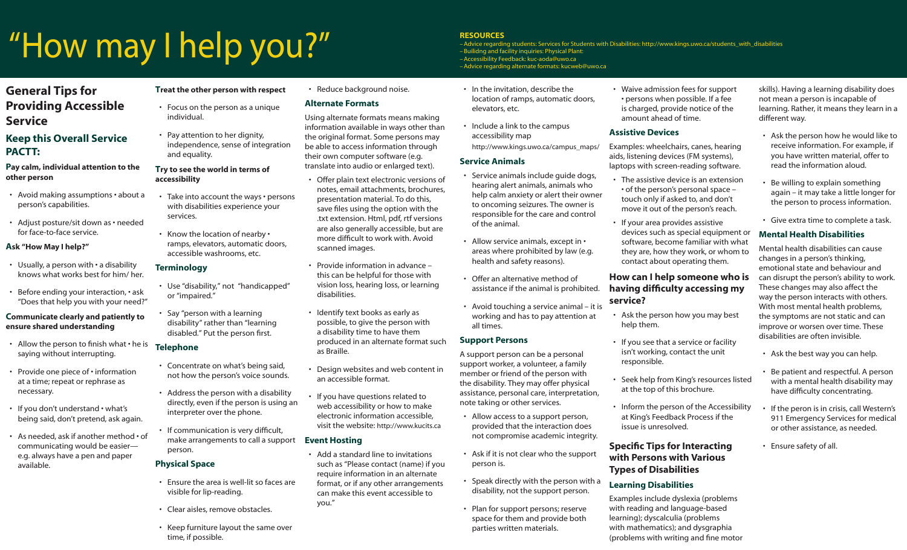# "How may I help you?"

**RESOURCES**

– Advice regarding students: Services for Students with Disabilities: http://www.kings.uwo.ca/students_with_disabilities
– Builidng and facility inquiries: Physical Plant:
– Accessibility Feedback: kuc-aoda@uwo.ca
– Advice regarding alternate formats: kucweb@uwo.ca

## General Tips for Providing Accessible Service

### Keep this Overall Service PACTT:

**Pay calm, individual attention to the other person**

- Avoid making assumptions • about a person's capabilities.
- Adjust posture/sit down as • needed for face-to-face service.

**Ask "How May I help?"**

- Usually, a person with • a disability knows what works best for him/ her.
- Before ending your interaction, • ask "Does that help you with your need?"

**Communicate clearly and patiently to ensure shared understanding**

- Allow the person to finish what • he is saying without interrupting.
- Provide one piece of • information at a time; repeat or rephrase as necessary.
- If you don't understand • what's being said, don't pretend, ask again.
- As needed, ask if another method • of communicating would be easier—e.g. always have a pen and paper available.

**Treat the other person with respect**

- Focus on the person as a unique individual.
- Pay attention to her dignity, independence, sense of integration and equality.

**Try to see the world in terms of accessibility**

- Take into account the ways • persons with disabilities experience your services.
- Know the location of nearby • ramps, elevators, automatic doors, accessible washrooms, etc.

### Terminology

- Use "disability," not "handicapped" or "impaired."
- Say "person with a learning disability" rather than "learning disabled." Put the person first.

### Telephone

- Concentrate on what's being said, not how the person's voice sounds.
- Address the person with a disability directly, even if the person is using an interpreter over the phone.
- If communication is very difficult, make arrangements to call a support person.

### Physical Space

- Ensure the area is well-lit so faces are visible for lip-reading.
- Clear aisles, remove obstacles.
- Keep furniture layout the same over time, if possible.
- Reduce background noise.

### Alternate Formats

Using alternate formats means making information available in ways other than the original format. Some persons may be able to access information through their own computer software (e.g. translate into audio or enlarged text).

- Offer plain text electronic versions of notes, email attachments, brochures, presentation material. To do this, save files using the option with the .txt extension. Html, pdf, rtf versions are also generally accessible, but are more difficult to work with. Avoid scanned images.
- Provide information in advance – this can be helpful for those with vision loss, hearing loss, or learning disabilities.
- Identify text books as early as possible, to give the person with a disability time to have them produced in an alternate format such as Braille.
- Design websites and web content in an accessible format.
- If you have questions related to web accessibility or how to make electronic information accessible, visit the website: http://www.kucits.ca

### Event Hosting

- Add a standard line to invitations such as "Please contact (name) if you require information in an alternate format, or if any other arrangements can make this event accessible to you."
- In the invitation, describe the location of ramps, automatic doors, elevators, etc.
- Include a link to the campus accessibility map http://www.kings.uwo.ca/campus_maps/

### Service Animals

- Service animals include guide dogs, hearing alert animals, animals who help calm anxiety or alert their owner to oncoming seizures. The owner is responsible for the care and control of the animal.
- Allow service animals, except in • areas where prohibited by law (e.g. health and safety reasons).
- Offer an alternative method of assistance if the animal is prohibited.
- Avoid touching a service animal – it is working and has to pay attention at all times.

### Support Persons

A support person can be a personal support worker, a volunteer, a family member or friend of the person with the disability. They may offer physical assistance, personal care, interpretation, note taking or other services.

- Allow access to a support person, provided that the interaction does not compromise academic integrity.
- Ask if it is not clear who the support person is.
- Speak directly with the person with a disability, not the support person.
- Plan for support persons; reserve space for them and provide both parties written materials.
- Waive admission fees for support • persons when possible. If a fee is charged, provide notice of the amount ahead of time.

### Assistive Devices

Examples: wheelchairs, canes, hearing aids, listening devices (FM systems), laptops with screen-reading software.

- The assistive device is an extension • of the person's personal space – touch only if asked to, and don't move it out of the person's reach.
- If your area provides assistive devices such as special equipment or software, become familiar with what they are, how they work, or whom to contact about operating them.

## How can I help someone who is having difficulty accessing my service?

- Ask the person how you may best help them.
- If you see that a service or facility isn't working, contact the unit responsible.
- Seek help from King's resources listed at the top of this brochure.
- Inform the person of the Accessibility at King's Feedback Process if the issue is unresolved.

## Specific Tips for Interacting with Persons with Various Types of Disabilities

### Learning Disabilities

Examples include dyslexia (problems with reading and language-based learning); dyscalculia (problems with mathematics); and dysgraphia (problems with writing and fine motor skills). Having a learning disability does not mean a person is incapable of learning. Rather, it means they learn in a different way.

- Ask the person how he would like to receive information. For example, if you have written material, offer to read the information aloud.
- Be willing to explain something again – it may take a little longer for the person to process information.
- Give extra time to complete a task.

### Mental Health Disabilities

Mental health disabilities can cause changes in a person's thinking, emotional state and behaviour and can disrupt the person's ability to work. These changes may also affect the way the person interacts with others. With most mental health problems, the symptoms are not static and can improve or worsen over time. These disabilities are often invisible.

- Ask the best way you can help.
- Be patient and respectful. A person with a mental health disability may have difficulty concentrating.
- If the peron is in crisis, call Western's 911 Emergency Services for medical or other assistance, as needed.
- Ensure safety of all.